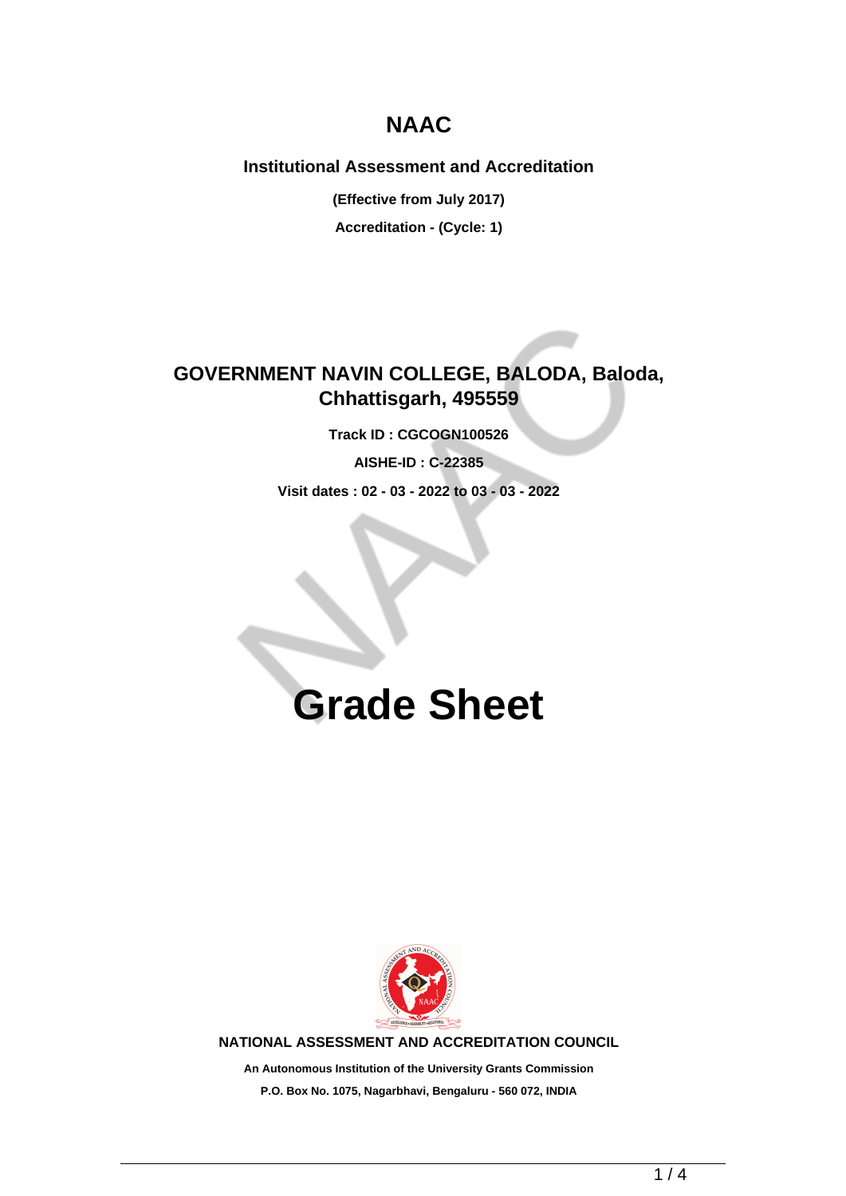# NAAC

**Institutional Assessment and Accreditation**

**(Effective from July 2017)**

**Accreditation - (Cycle: 1)**

## GOVERNMENT NAVIN COLLEGE, BALODA, Baloda, Chhattisgarh, 495559

**Track ID : CGCOGN100526**

**AISHE-ID : C-22385**

**Visit dates : 02 - 03 - 2022 to 03 - 03 - 2022**

# Grade Sheet

**NATIONAL ASSESSMENT AND ACCREDITATION COUNCIL**

**An Autonomous Institution of the University Grants Commission**

**P.O. Box No. 1075, Nagarbhavi, Bengaluru - 560 072, INDIA**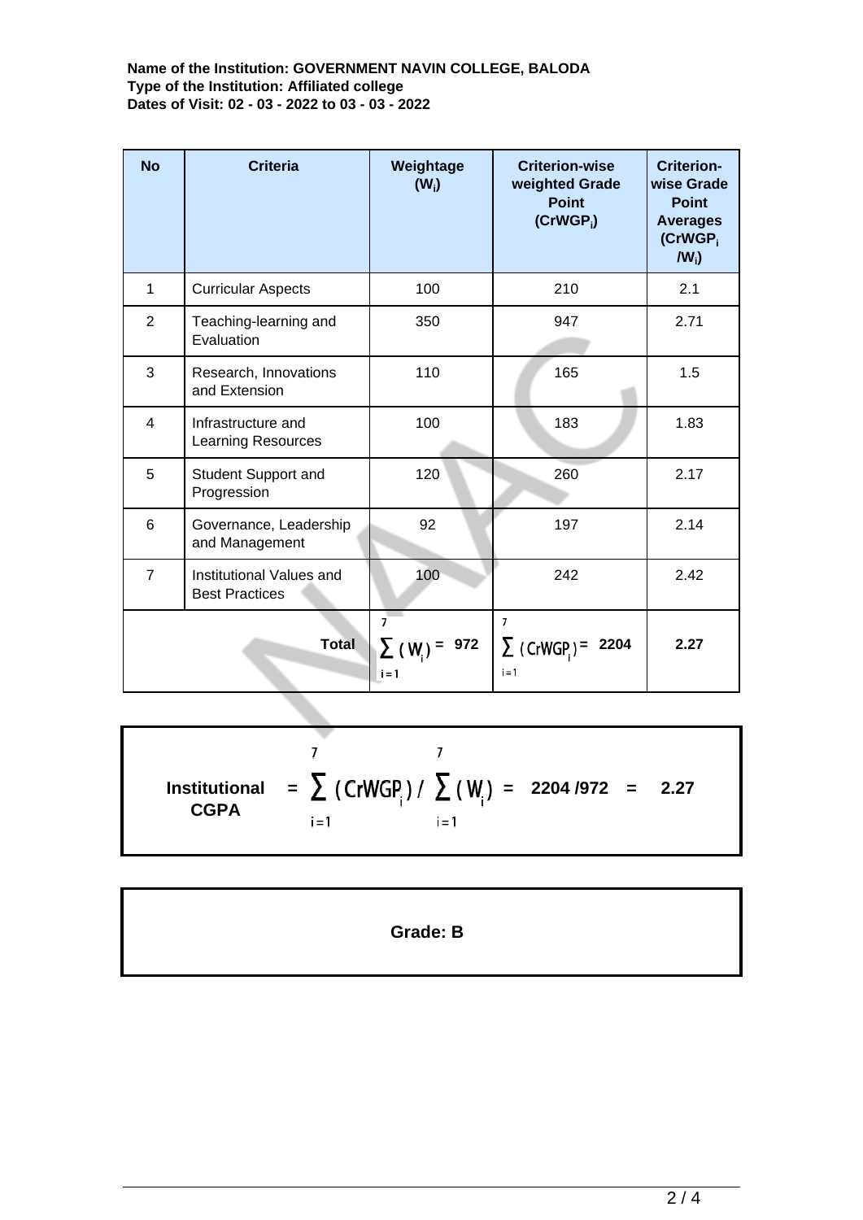**Name of the Institution: GOVERNMENT NAVIN COLLEGE, BALODA**
**Type of the Institution: Affiliated college**
**Dates of Visit: 02 - 03 - 2022 to 03 - 03 - 2022**

| No | Criteria | Weightage ($W_i$) | Criterion-wise weighted Grade Point ($CrWGP_i$) | Criterion-wise Grade Point Averages ($CrWGP_i / W_i$) |
|---|---|---|---|---|
| 1 | Curricular Aspects | 100 | 210 | 2.1 |
| 2 | Teaching-learning and Evaluation | 350 | 947 | 2.71 |
| 3 | Research, Innovations and Extension | 110 | 165 | 1.5 |
| 4 | Infrastructure and Learning Resources | 100 | 183 | 1.83 |
| 5 | Student Support and Progression | 120 | 260 | 2.17 |
| 6 | Governance, Leadership and Management | 92 | 197 | 2.14 |
| 7 | Institutional Values and Best Practices | 100 | 242 | 2.42 |
| | **Total** | $\sum_{i=1}^{7} (W_i) =$ **972** | $\sum_{i=1}^{7} (CrWGP_i) =$ **2204** | **2.27** |

$$\textbf{Institutional CGPA} = \sum_{i=1}^{7} (CrWGP_i) \Big/ \sum_{i=1}^{7} (W_i) = 2204/972 = 2.27$$

**Grade: B**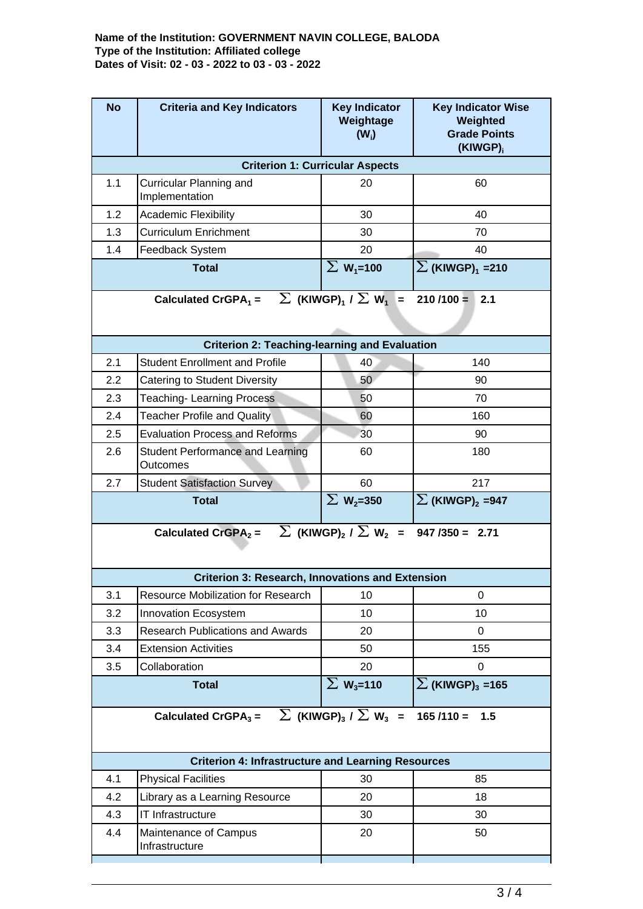**Name of the Institution: GOVERNMENT NAVIN COLLEGE, BALODA**
**Type of the Institution: Affiliated college**
**Dates of Visit: 02 - 03 - 2022 to 03 - 03 - 2022**

| No | Criteria and Key Indicators | Key Indicator Weightage ($W_i$) | Key Indicator Wise Weighted Grade Points ($KIWGP)_i$ |
|---|---|---|---|
| | **Criterion 1: Curricular Aspects** | | |
| 1.1 | Curricular Planning and Implementation | 20 | 60 |
| 1.2 | Academic Flexibility | 30 | 40 |
| 1.3 | Curriculum Enrichment | 30 | 70 |
| 1.4 | Feedback System | 20 | 40 |
| | **Total** | $\sum W_1$**=100** | $\sum (KIWGP)_1$ **=210** |
| | **Calculated $CrGPA_1$ =** $\sum (KIWGP)_1 / \sum W_1$ **= 210 /100 = 2.1** | | |
| | **Criterion 2: Teaching-learning and Evaluation** | | |
| 2.1 | Student Enrollment and Profile | 40 | 140 |
| 2.2 | Catering to Student Diversity | 50 | 90 |
| 2.3 | Teaching- Learning Process | 50 | 70 |
| 2.4 | Teacher Profile and Quality | 60 | 160 |
| 2.5 | Evaluation Process and Reforms | 30 | 90 |
| 2.6 | Student Performance and Learning Outcomes | 60 | 180 |
| 2.7 | Student Satisfaction Survey | 60 | 217 |
| | **Total** | $\sum W_2$**=350** | $\sum (KIWGP)_2$ **=947** |
| | **Calculated $CrGPA_2$ =** $\sum (KIWGP)_2 / \sum W_2$ **= 947 /350 = 2.71** | | |
| | **Criterion 3: Research, Innovations and Extension** | | |
| 3.1 | Resource Mobilization for Research | 10 | 0 |
| 3.2 | Innovation Ecosystem | 10 | 10 |
| 3.3 | Research Publications and Awards | 20 | 0 |
| 3.4 | Extension Activities | 50 | 155 |
| 3.5 | Collaboration | 20 | 0 |
| | **Total** | $\sum W_3$**=110** | $\sum (KIWGP)_3$ **=165** |
| | **Calculated $CrGPA_3$ =** $\sum (KIWGP)_3 / \sum W_3$ **= 165 /110 = 1.5** | | |
| | **Criterion 4: Infrastructure and Learning Resources** | | |
| 4.1 | Physical Facilities | 30 | 85 |
| 4.2 | Library as a Learning Resource | 20 | 18 |
| 4.3 | IT Infrastructure | 30 | 30 |
| 4.4 | Maintenance of Campus Infrastructure | 20 | 50 |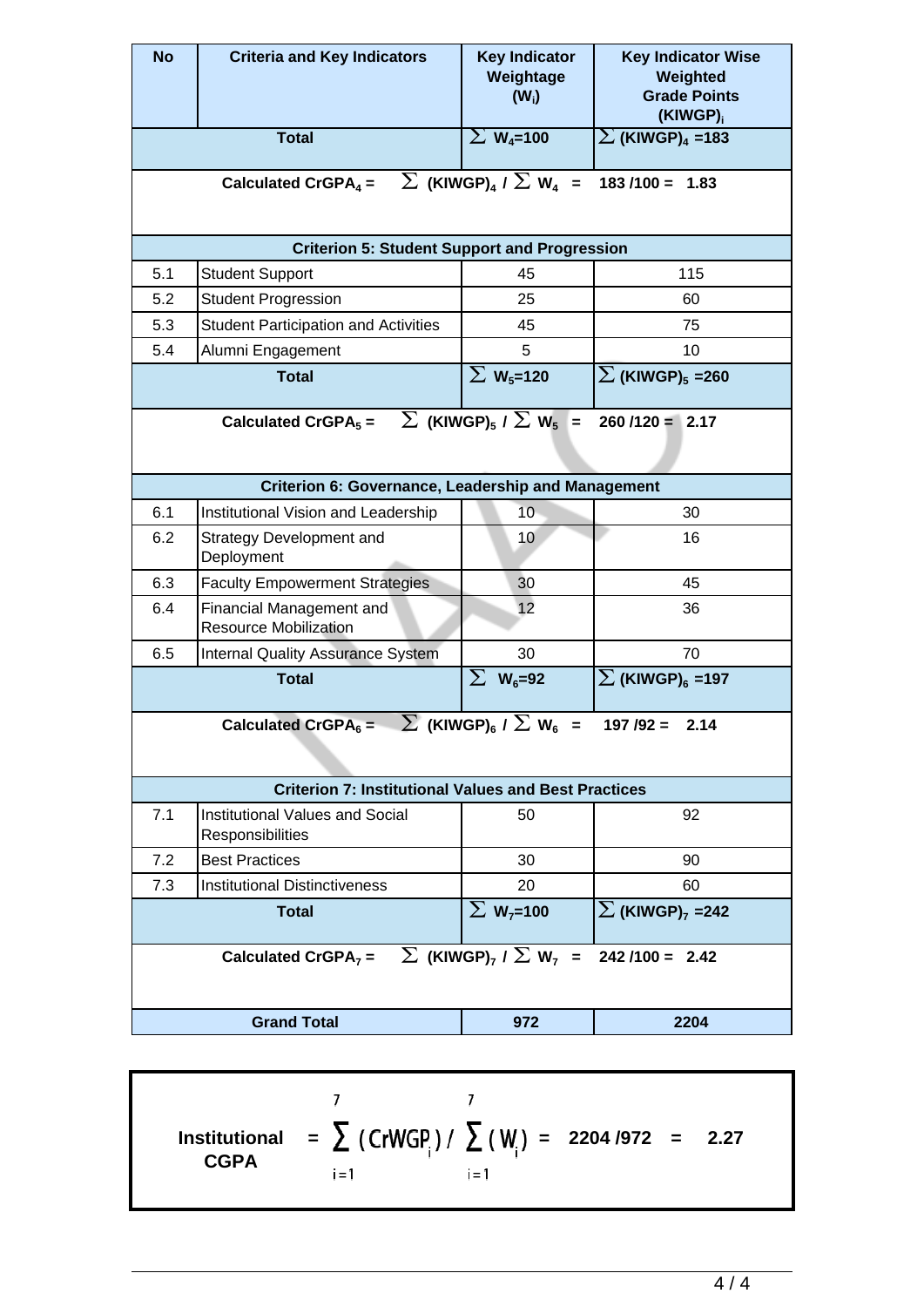| No | Criteria and Key Indicators | Key Indicator Weightage ($W_i$) | Key Indicator Wise Weighted Grade Points $(KIWGP)_i$ |
|---|---|---|---|
| **Total** | | $\sum W_4=100$ | $\sum (KIWGP)_4 = 183$ |
| **Calculated $CrGPA_4$ = $\sum (KIWGP)_4 / \sum W_4$ = 183 /100 = 1.83** | | | |
| **Criterion 5: Student Support and Progression** | | | |
| 5.1 | Student Support | 45 | 115 |
| 5.2 | Student Progression | 25 | 60 |
| 5.3 | Student Participation and Activities | 45 | 75 |
| 5.4 | Alumni Engagement | 5 | 10 |
| **Total** | | $\sum W_5=120$ | $\sum (KIWGP)_5 = 260$ |
| **Calculated $CrGPA_5$ = $\sum (KIWGP)_5 / \sum W_5$ = 260 /120 = 2.17** | | | |
| **Criterion 6: Governance, Leadership and Management** | | | |
| 6.1 | Institutional Vision and Leadership | 10 | 30 |
| 6.2 | Strategy Development and Deployment | 10 | 16 |
| 6.3 | Faculty Empowerment Strategies | 30 | 45 |
| 6.4 | Financial Management and Resource Mobilization | 12 | 36 |
| 6.5 | Internal Quality Assurance System | 30 | 70 |
| **Total** | | $\sum W_6=92$ | $\sum (KIWGP)_6 = 197$ |
| **Calculated $CrGPA_6$ = $\sum (KIWGP)_6 / \sum W_6$ = 197 /92 = 2.14** | | | |
| **Criterion 7: Institutional Values and Best Practices** | | | |
| 7.1 | Institutional Values and Social Responsibilities | 50 | 92 |
| 7.2 | Best Practices | 30 | 90 |
| 7.3 | Institutional Distinctiveness | 20 | 60 |
| **Total** | | $\sum W_7=100$ | $\sum (KIWGP)_7 = 242$ |
| **Calculated $CrGPA_7$ = $\sum (KIWGP)_7 / \sum W_7$ = 242 /100 = 2.42** | | | |
| **Grand Total** | | **972** | **2204** |

$$\textbf{Institutional CGPA} = \sum_{i=1}^{7} (CrWGP_i) / \sum_{i=1}^{7} (W_i) = 2204/972 = 2.27$$